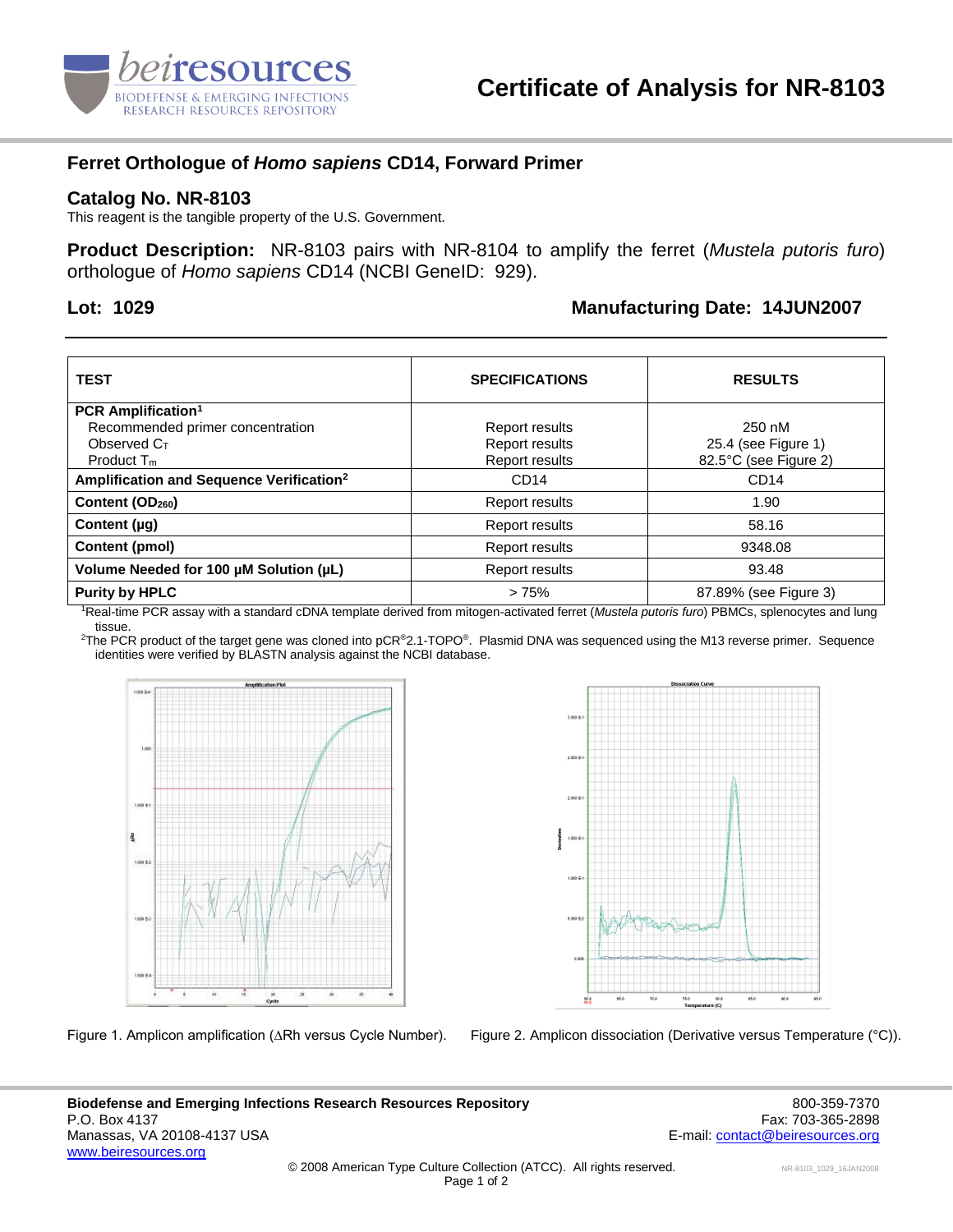# Certificate of Analysis for NR-8103

## Ferret Orthologue of *Homo sapiens* CD14, Forward Primer

### Catalog No. NR-8103

This reagent is the tangible property of the U.S. Government.

**Product Description:** NR-8103 pairs with NR-8104 to amplify the ferret (*Mustela putoris furo*) orthologue of *Homo sapiens* CD14 (NCBI GeneID: 929).

**Lot: 1029** **Manufacturing Date: 14JUN2007**

| TEST | SPECIFICATIONS | RESULTS |
|---|---|---|
| **PCR Amplification[1]** | | |
| Recommended primer concentration | Report results | 250 nM |
| Observed $C_T$ | Report results | 25.4 (see Figure 1) |
| Product $T_m$ | Report results | 82.5°C (see Figure 2) |
| **Amplification and Sequence Verification[2]** | CD14 | CD14 |
| **Content ($OD_{260}$)** | Report results | 1.90 |
| **Content (µg)** | Report results | 58.16 |
| **Content (pmol)** | Report results | 9348.08 |
| **Volume Needed for 100 µM Solution (µL)** | Report results | 93.48 |
| **Purity by HPLC** | > 75% | 87.89% (see Figure 3) |

[1]Real-time PCR assay with a standard cDNA template derived from mitogen-activated ferret (*Mustela putoris furo*) PBMCs, splenocytes and lung tissue.

[2]The PCR product of the target gene was cloned into pCR®2.1-TOPO®. Plasmid DNA was sequenced using the M13 reverse primer. Sequence identities were verified by BLASTN analysis against the NCBI database.

Figure 1. Amplicon amplification (∆Rh versus Cycle Number).

Figure 2. Amplicon dissociation (Derivative versus Temperature (°C)).

**Biodefense and Emerging Infections Research Resources Repository**
P.O. Box 4137
Manassas, VA 20108-4137 USA
www.beiresources.org

800-359-7370
Fax: 703-365-2898
E-mail: contact@beiresources.org

© 2008 American Type Culture Collection (ATCC). All rights reserved.

NR-8103_1029_16JAN2008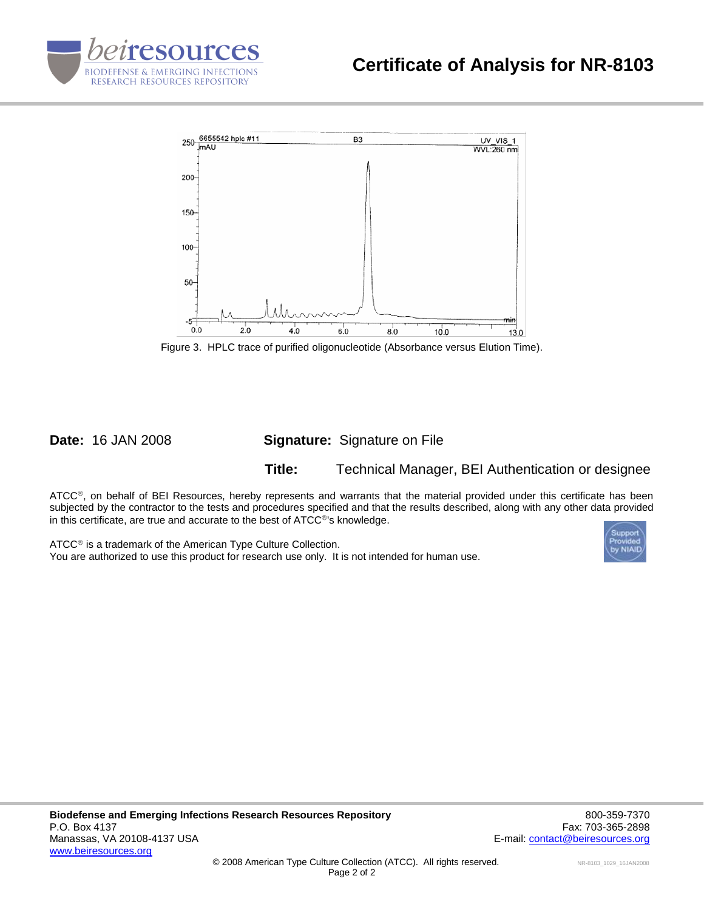# Certificate of Analysis for NR-8103

6655542 hplc #11

B3

UV_VIS_1

WVL:260 nm

mAU

250

200

150

100

50

-5

0.0

2.0

4.0

6.0

8.0

10.0

13.0

min

Figure 3. HPLC trace of purified oligonucleotide (Absorbance versus Elution Time).

**Date:** 16 JAN 2008

**Signature:** Signature on File

**Title:** Technical Manager, BEI Authentication or designee

ATCC®, on behalf of BEI Resources, hereby represents and warrants that the material provided under this certificate has been subjected by the contractor to the tests and procedures specified and that the results described, along with any other data provided in this certificate, are true and accurate to the best of ATCC®'s knowledge.

ATCC® is a trademark of the American Type Culture Collection.
You are authorized to use this product for research use only. It is not intended for human use.

Support Provided by NIAID

**Biodefense and Emerging Infections Research Resources Repository**
P.O. Box 4137
Manassas, VA 20108-4137 USA
www.beiresources.org

800-359-7370
Fax: 703-365-2898
E-mail: contact@beiresources.org

© 2008 American Type Culture Collection (ATCC). All rights reserved.

NR-8103_1029_16JAN2008